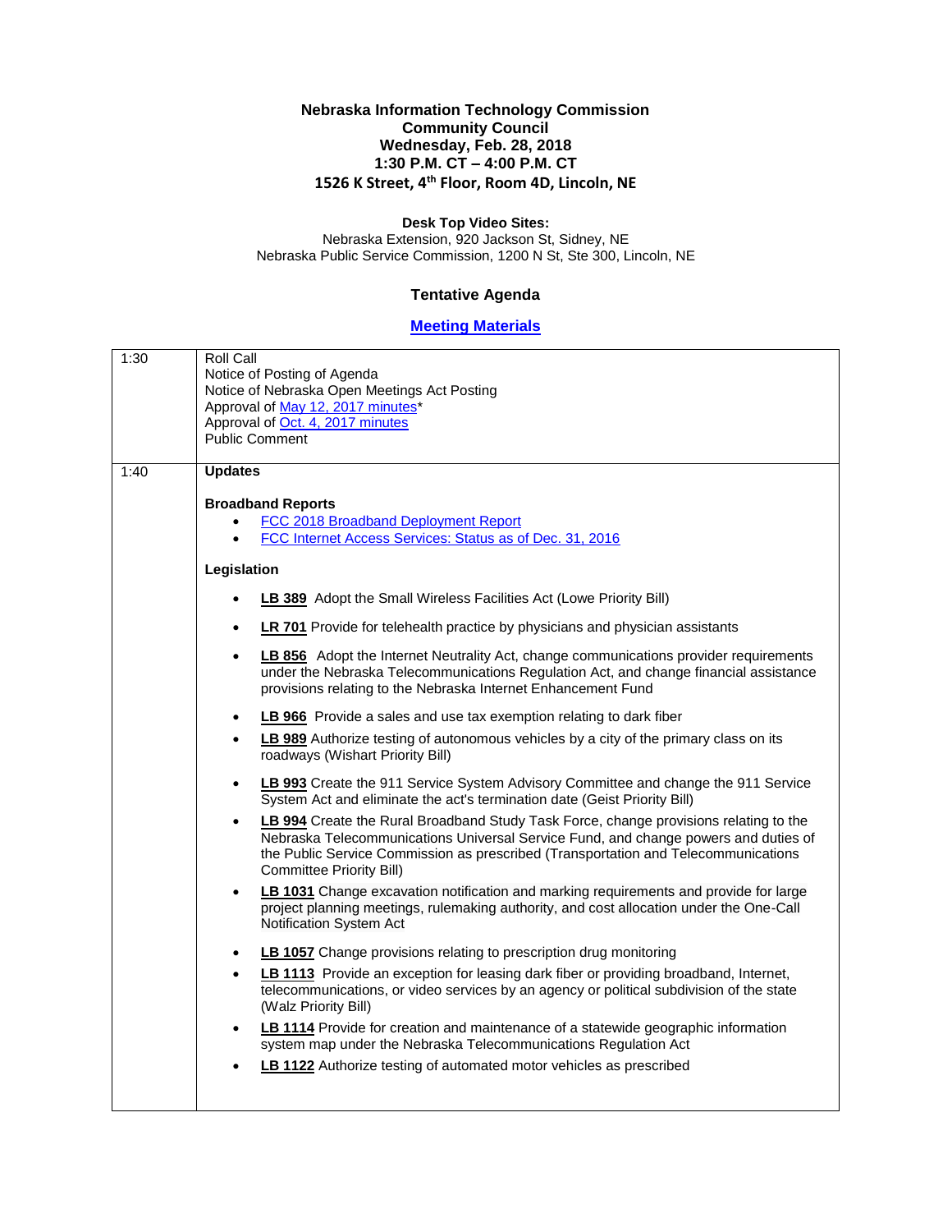**Nebraska Information Technology Commission**
**Community Council**
**Wednesday, Feb. 28, 2018**
**1:30 P.M. CT – 4:00 P.M. CT**
**1526 K Street, 4th Floor, Room 4D, Lincoln, NE**

**Desk Top Video Sites:**
Nebraska Extension, 920 Jackson St, Sidney, NE
Nebraska Public Service Commission, 1200 N St, Ste 300, Lincoln, NE

**Tentative Agenda**

**Meeting Materials**

| | |
|---|---|
| 1:30 | Roll Call<br>Notice of Posting of Agenda<br>Notice of Nebraska Open Meetings Act Posting<br>Approval of May 12, 2017 minutes*<br>Approval of Oct. 4, 2017 minutes<br>Public Comment |
| 1:40 | **Updates**<br><br>**Broadband Reports**<br>• FCC 2018 Broadband Deployment Report<br>• FCC Internet Access Services: Status as of Dec. 31, 2016<br><br>**Legislation**<br>• **LB 389** Adopt the Small Wireless Facilities Act (Lowe Priority Bill)<br>• **LR 701** Provide for telehealth practice by physicians and physician assistants<br>• **LB 856** Adopt the Internet Neutrality Act, change communications provider requirements under the Nebraska Telecommunications Regulation Act, and change financial assistance provisions relating to the Nebraska Internet Enhancement Fund<br>• **LB 966** Provide a sales and use tax exemption relating to dark fiber<br>• **LB 989** Authorize testing of autonomous vehicles by a city of the primary class on its roadways (Wishart Priority Bill)<br>• **LB 993** Create the 911 Service System Advisory Committee and change the 911 Service System Act and eliminate the act's termination date (Geist Priority Bill)<br>• **LB 994** Create the Rural Broadband Study Task Force, change provisions relating to the Nebraska Telecommunications Universal Service Fund, and change powers and duties of the Public Service Commission as prescribed (Transportation and Telecommunications Committee Priority Bill)<br>• **LB 1031** Change excavation notification and marking requirements and provide for large project planning meetings, rulemaking authority, and cost allocation under the One-Call Notification System Act<br>• **LB 1057** Change provisions relating to prescription drug monitoring<br>• **LB 1113** Provide an exception for leasing dark fiber or providing broadband, Internet, telecommunications, or video services by an agency or political subdivision of the state (Walz Priority Bill)<br>• **LB 1114** Provide for creation and maintenance of a statewide geographic information system map under the Nebraska Telecommunications Regulation Act<br>• **LB 1122** Authorize testing of automated motor vehicles as prescribed |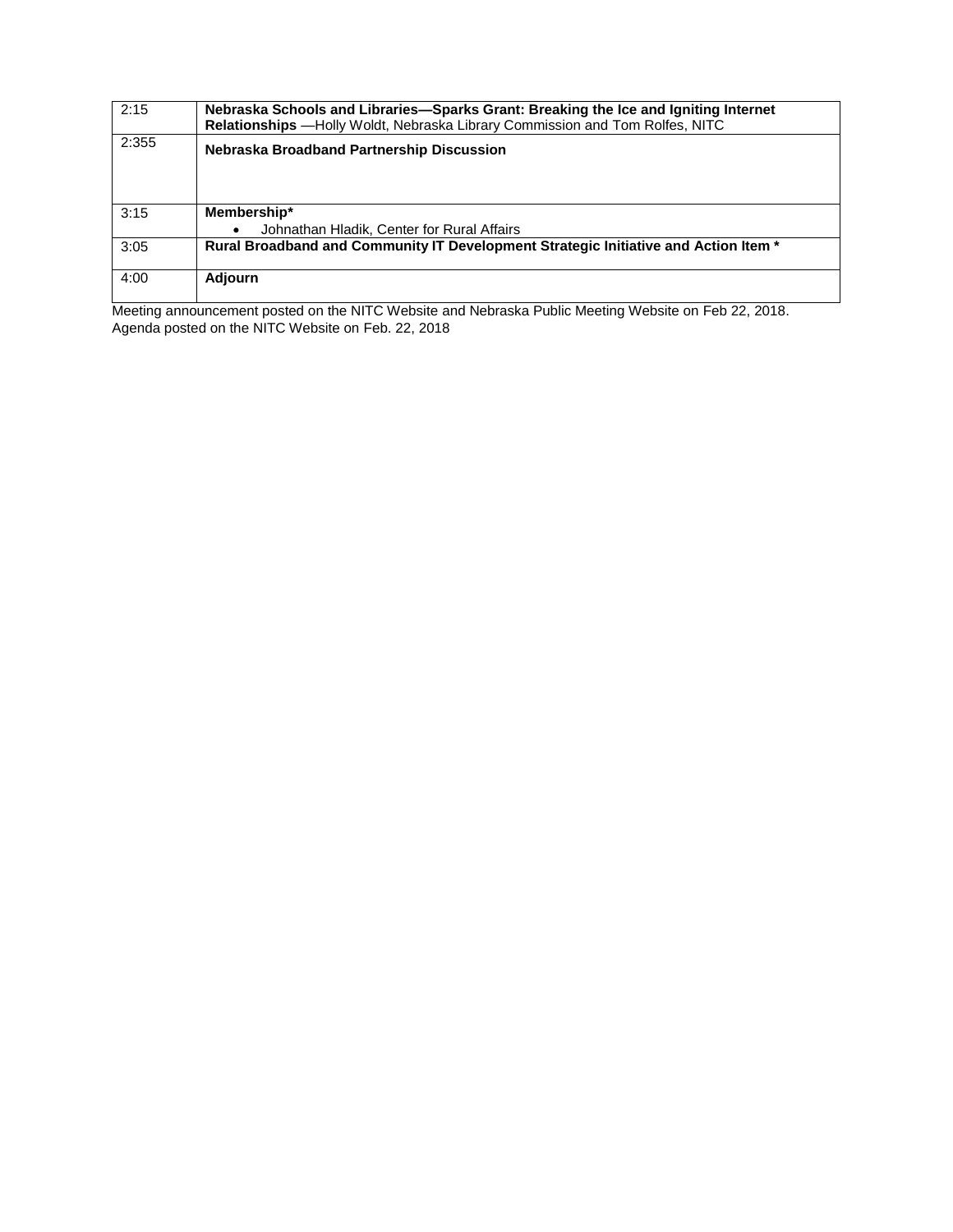| | |
|---|---|
| 2:15 | **Nebraska Schools and Libraries—Sparks Grant: Breaking the Ice and Igniting Internet Relationships** —Holly Woldt, Nebraska Library Commission and Tom Rolfes, NITC |
| 2:355 | **Nebraska Broadband Partnership Discussion** |
| 3:15 | **Membership*** <br>• Johnathan Hladik, Center for Rural Affairs |
| 3:05 | **Rural Broadband and Community IT Development Strategic Initiative and Action Item *** |
| 4:00 | **Adjourn** |

Meeting announcement posted on the NITC Website and Nebraska Public Meeting Website on Feb 22, 2018.
Agenda posted on the NITC Website on Feb. 22, 2018